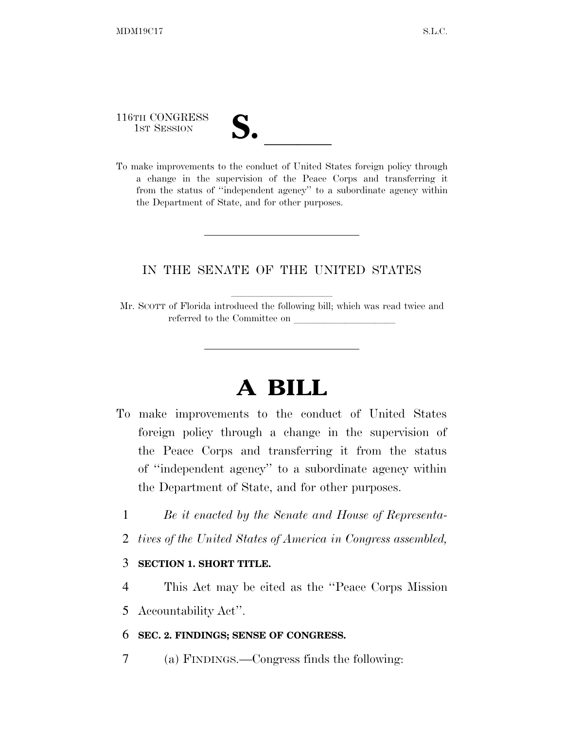116TH CONGRESS
1ST SESSION

# S. \_\_\_\_\_\_

To make improvements to the conduct of United States foreign policy through a change in the supervision of the Peace Corps and transferring it from the status of ''independent agency'' to a subordinate agency within the Department of State, and for other purposes.

---

IN THE SENATE OF THE UNITED STATES

Mr. SCOTT of Florida introduced the following bill; which was read twice and referred to the Committee on \_\_\_\_\_\_\_\_\_\_\_\_\_\_\_\_\_\_\_\_

---

# A BILL

To make improvements to the conduct of United States foreign policy through a change in the supervision of the Peace Corps and transferring it from the status of ''independent agency'' to a subordinate agency within the Department of State, and for other purposes.

1 *Be it enacted by the Senate and House of Representa-*
2 *tives of the United States of America in Congress assembled,*

3 **SECTION 1. SHORT TITLE.**

4 This Act may be cited as the ''Peace Corps Mission
5 Accountability Act''.

6 **SEC. 2. FINDINGS; SENSE OF CONGRESS.**

7 (a) FINDINGS.—Congress finds the following: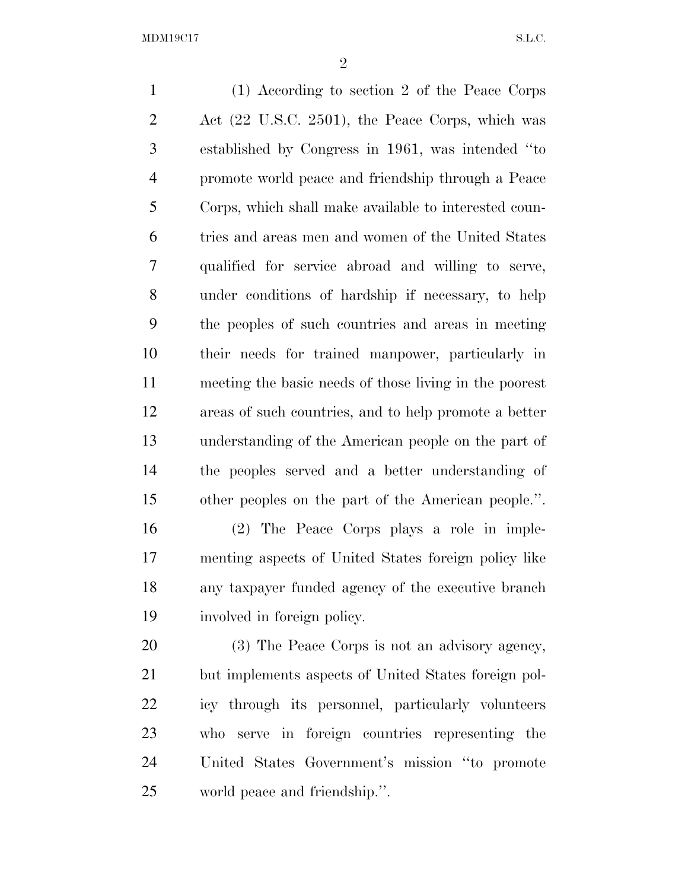(1) According to section 2 of the Peace Corps Act (22 U.S.C. 2501), the Peace Corps, which was established by Congress in 1961, was intended "to promote world peace and friendship through a Peace Corps, which shall make available to interested countries and areas men and women of the United States qualified for service abroad and willing to serve, under conditions of hardship if necessary, to help the peoples of such countries and areas in meeting their needs for trained manpower, particularly in meeting the basic needs of those living in the poorest areas of such countries, and to help promote a better understanding of the American people on the part of the peoples served and a better understanding of other peoples on the part of the American people.".

(2) The Peace Corps plays a role in implementing aspects of United States foreign policy like any taxpayer funded agency of the executive branch involved in foreign policy.

(3) The Peace Corps is not an advisory agency, but implements aspects of United States foreign policy through its personnel, particularly volunteers who serve in foreign countries representing the United States Government's mission "to promote world peace and friendship.".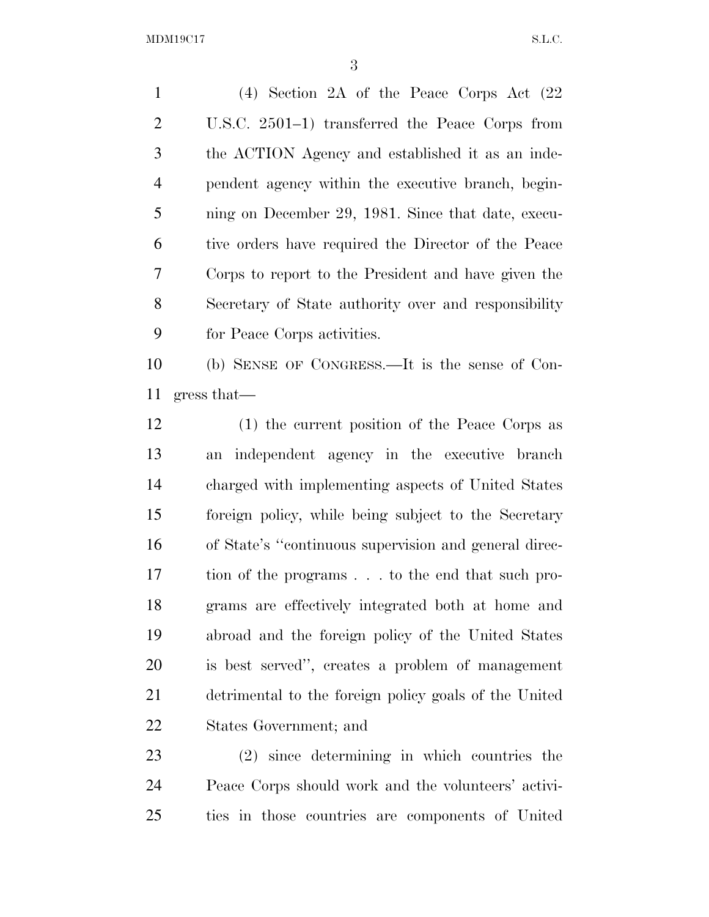(4) Section 2A of the Peace Corps Act (22 U.S.C. 2501–1) transferred the Peace Corps from the ACTION Agency and established it as an independent agency within the executive branch, beginning on December 29, 1981. Since that date, executive orders have required the Director of the Peace Corps to report to the President and have given the Secretary of State authority over and responsibility for Peace Corps activities.

(b) SENSE OF CONGRESS.—It is the sense of Congress that—

(1) the current position of the Peace Corps as an independent agency in the executive branch charged with implementing aspects of United States foreign policy, while being subject to the Secretary of State's "continuous supervision and general direction of the programs . . . to the end that such programs are effectively integrated both at home and abroad and the foreign policy of the United States is best served", creates a problem of management detrimental to the foreign policy goals of the United States Government; and

(2) since determining in which countries the Peace Corps should work and the volunteers' activities in those countries are components of United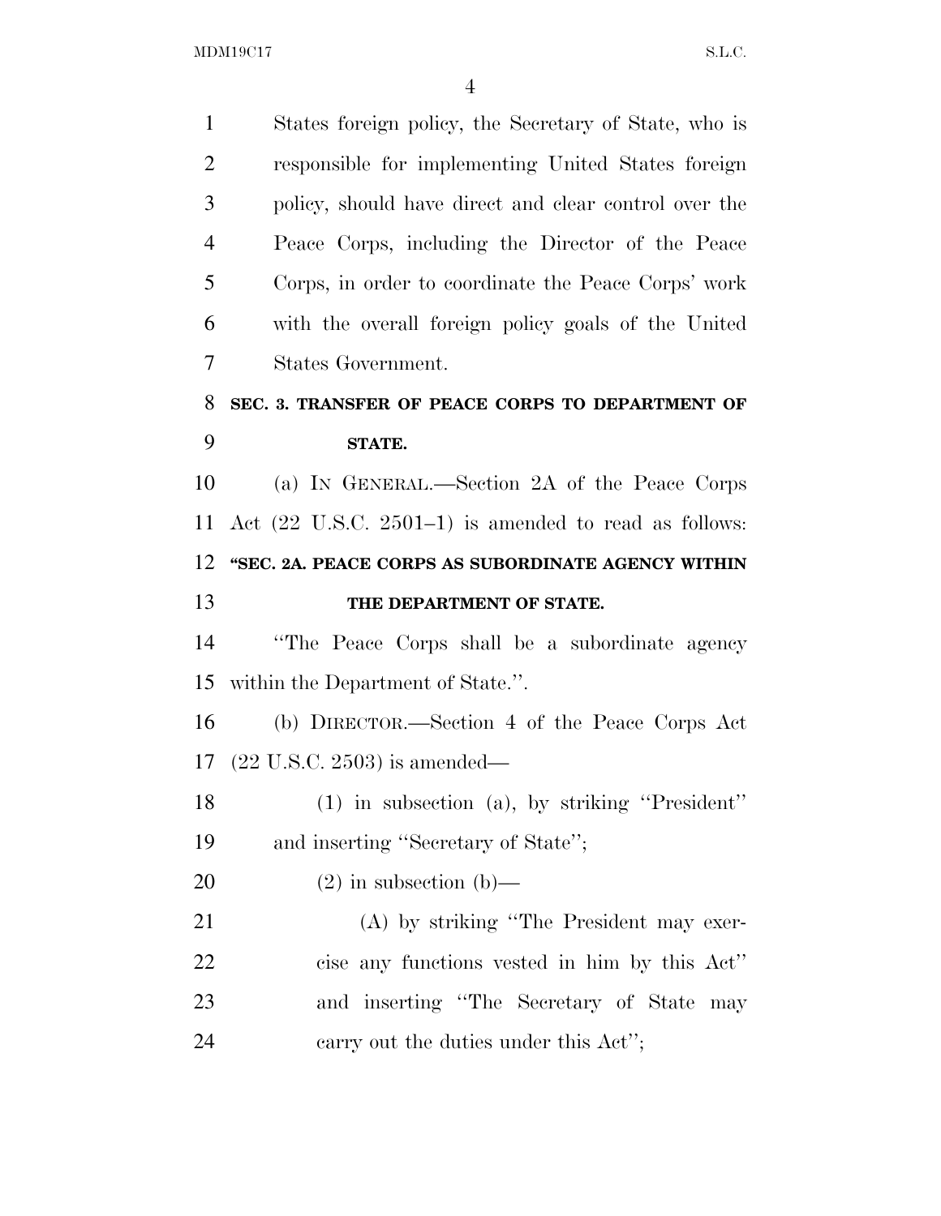States foreign policy, the Secretary of State, who is responsible for implementing United States foreign policy, should have direct and clear control over the Peace Corps, including the Director of the Peace Corps, in order to coordinate the Peace Corps' work with the overall foreign policy goals of the United States Government.

## SEC. 3. TRANSFER OF PEACE CORPS TO DEPARTMENT OF STATE.

(a) IN GENERAL.—Section 2A of the Peace Corps Act (22 U.S.C. 2501–1) is amended to read as follows:

**"SEC. 2A. PEACE CORPS AS SUBORDINATE AGENCY WITHIN THE DEPARTMENT OF STATE.**

"The Peace Corps shall be a subordinate agency within the Department of State.".

(b) DIRECTOR.—Section 4 of the Peace Corps Act (22 U.S.C. 2503) is amended—

(1) in subsection (a), by striking "President" and inserting "Secretary of State";

(2) in subsection (b)—

(A) by striking "The President may exercise any functions vested in him by this Act" and inserting "The Secretary of State may carry out the duties under this Act";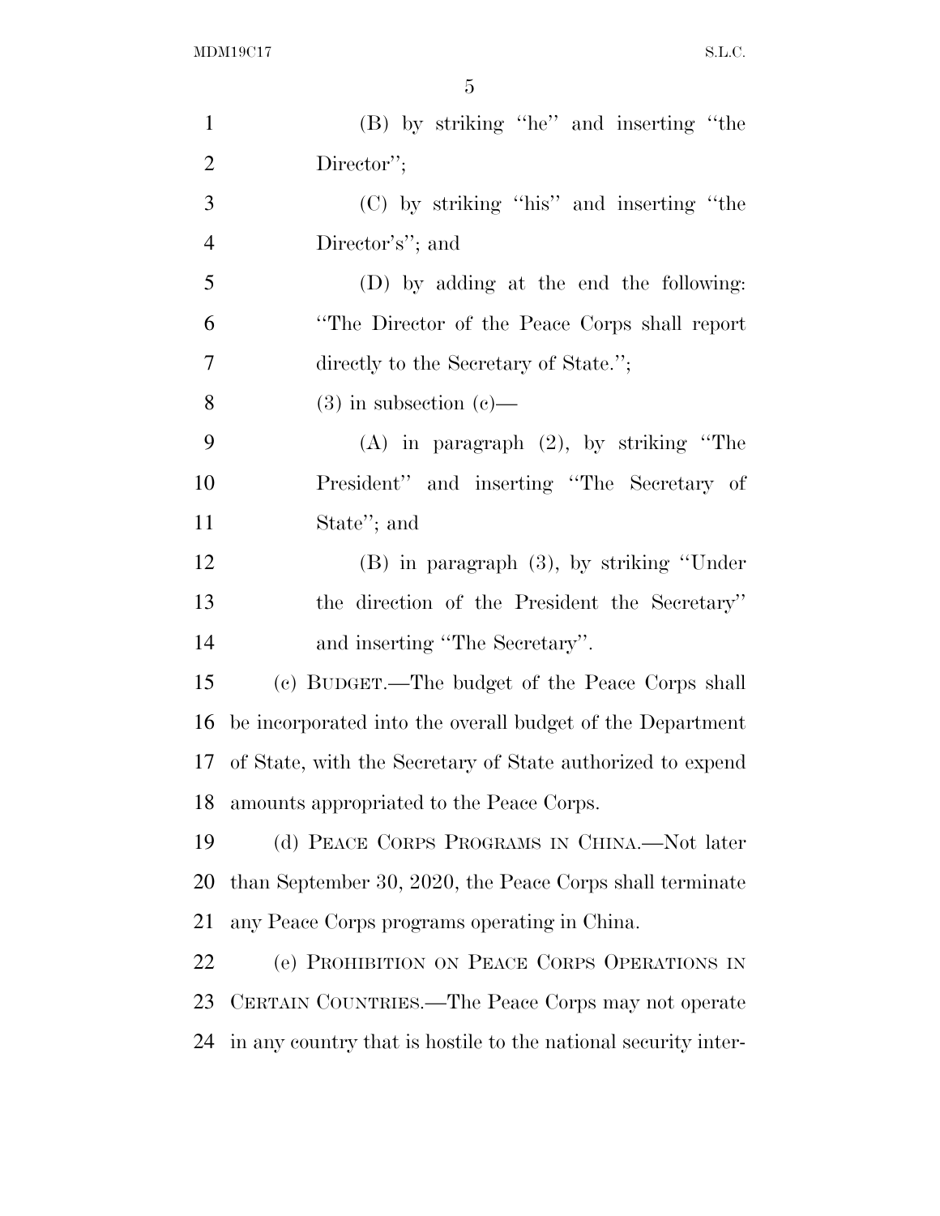(B) by striking ''he'' and inserting ''the Director'';

(C) by striking ''his'' and inserting ''the Director's''; and

(D) by adding at the end the following: ''The Director of the Peace Corps shall report directly to the Secretary of State.'';

(3) in subsection (c)—

(A) in paragraph (2), by striking ''The President'' and inserting ''The Secretary of State''; and

(B) in paragraph (3), by striking ''Under the direction of the President the Secretary'' and inserting ''The Secretary''.

(c) BUDGET.—The budget of the Peace Corps shall be incorporated into the overall budget of the Department of State, with the Secretary of State authorized to expend amounts appropriated to the Peace Corps.

(d) PEACE CORPS PROGRAMS IN CHINA.—Not later than September 30, 2020, the Peace Corps shall terminate any Peace Corps programs operating in China.

(e) PROHIBITION ON PEACE CORPS OPERATIONS IN CERTAIN COUNTRIES.—The Peace Corps may not operate in any country that is hostile to the national security inter-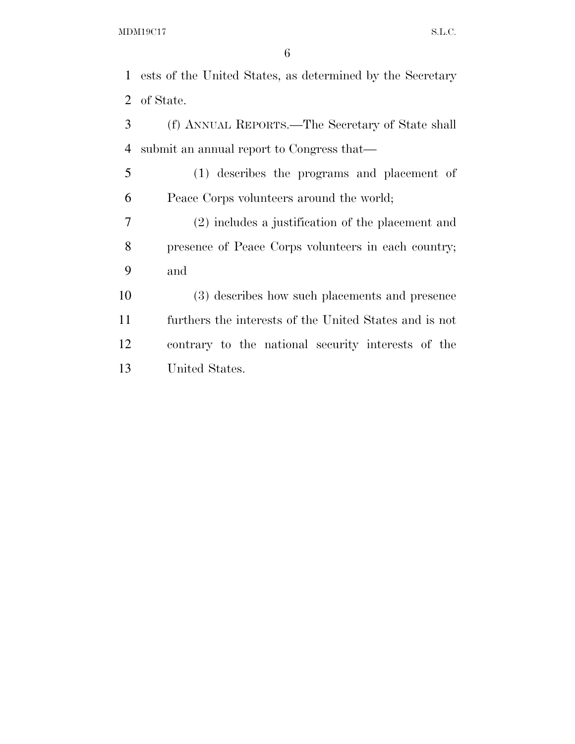ests of the United States, as determined by the Secretary of State.

(f) ANNUAL REPORTS.—The Secretary of State shall submit an annual report to Congress that—

(1) describes the programs and placement of Peace Corps volunteers around the world;

(2) includes a justification of the placement and presence of Peace Corps volunteers in each country; and

(3) describes how such placements and presence furthers the interests of the United States and is not contrary to the national security interests of the United States.